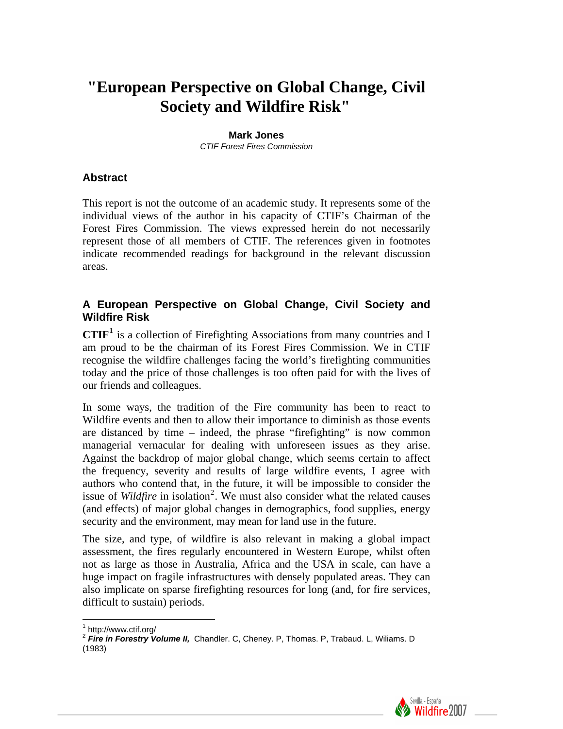# "European Perspective on Global Change, Civil Society and Wildfire Risk"

**Mark Jones**
*CTIF Forest Fires Commission*

## Abstract

This report is not the outcome of an academic study. It represents some of the individual views of the author in his capacity of CTIF's Chairman of the Forest Fires Commission. The views expressed herein do not necessarily represent those of all members of CTIF. The references given in footnotes indicate recommended readings for background in the relevant discussion areas.

## A European Perspective on Global Change, Civil Society and Wildfire Risk

**CTIF**[1] is a collection of Firefighting Associations from many countries and I am proud to be the chairman of its Forest Fires Commission. We in CTIF recognise the wildfire challenges facing the world's firefighting communities today and the price of those challenges is too often paid for with the lives of our friends and colleagues.

In some ways, the tradition of the Fire community has been to react to Wildfire events and then to allow their importance to diminish as those events are distanced by time – indeed, the phrase "firefighting" is now common managerial vernacular for dealing with unforeseen issues as they arise. Against the backdrop of major global change, which seems certain to affect the frequency, severity and results of large wildfire events, I agree with authors who contend that, in the future, it will be impossible to consider the issue of *Wildfire* in isolation[2]. We must also consider what the related causes (and effects) of major global changes in demographics, food supplies, energy security and the environment, may mean for land use in the future.

The size, and type, of wildfire is also relevant in making a global impact assessment, the fires regularly encountered in Western Europe, whilst often not as large as those in Australia, Africa and the USA in scale, can have a huge impact on fragile infrastructures with densely populated areas. They can also implicate on sparse firefighting resources for long (and, for fire services, difficult to sustain) periods.

---

[1] http://www.ctif.org/

[2] ***Fire in Forestry Volume II,*** Chandler. C, Cheney. P, Thomas. P, Trabaud. L, Wiliams. D (1983)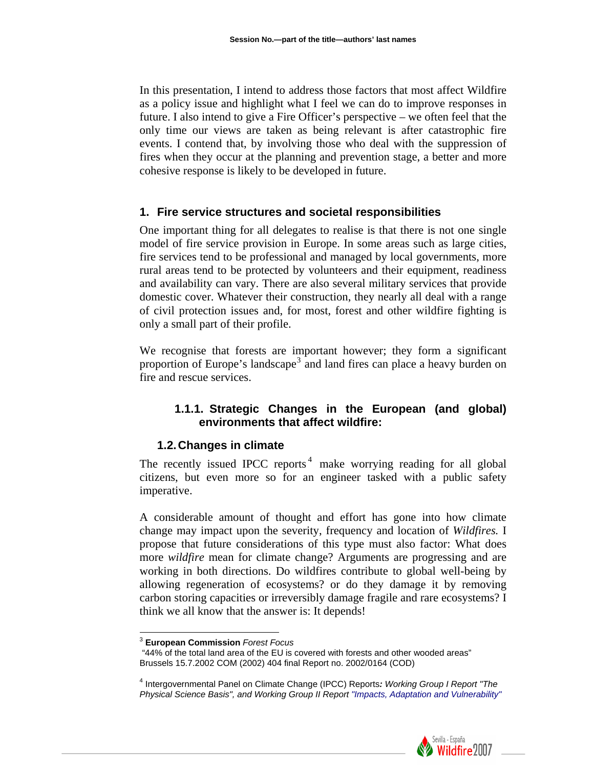In this presentation, I intend to address those factors that most affect Wildfire as a policy issue and highlight what I feel we can do to improve responses in future. I also intend to give a Fire Officer's perspective – we often feel that the only time our views are taken as being relevant is after catastrophic fire events. I contend that, by involving those who deal with the suppression of fires when they occur at the planning and prevention stage, a better and more cohesive response is likely to be developed in future.

## 1. Fire service structures and societal responsibilities

One important thing for all delegates to realise is that there is not one single model of fire service provision in Europe. In some areas such as large cities, fire services tend to be professional and managed by local governments, more rural areas tend to be protected by volunteers and their equipment, readiness and availability can vary. There are also several military services that provide domestic cover. Whatever their construction, they nearly all deal with a range of civil protection issues and, for most, forest and other wildfire fighting is only a small part of their profile.

We recognise that forests are important however; they form a significant proportion of Europe's landscape[3] and land fires can place a heavy burden on fire and rescue services.

#### 1.1.1. Strategic Changes in the European (and global) environments that affect wildfire:

### 1.2. Changes in climate

The recently issued IPCC reports[4] make worrying reading for all global citizens, but even more so for an engineer tasked with a public safety imperative.

A considerable amount of thought and effort has gone into how climate change may impact upon the severity, frequency and location of *Wildfires.* I propose that future considerations of this type must also factor: What does more *wildfire* mean for climate change? Arguments are progressing and are working in both directions. Do wildfires contribute to global well-being by allowing regeneration of ecosystems? or do they damage it by removing carbon storing capacities or irreversibly damage fragile and rare ecosystems? I think we all know that the answer is: It depends!

---

[3] **European Commission** *Forest Focus*
"44% of the total land area of the EU is covered with forests and other wooded areas"
Brussels 15.7.2002 COM (2002) 404 final Report no. 2002/0164 (COD)

[4] Intergovernmental Panel on Climate Change (IPCC) Reports***:*** *Working Group I Report "The Physical Science Basis", and Working Group II Report "Impacts, Adaptation and Vulnerability"*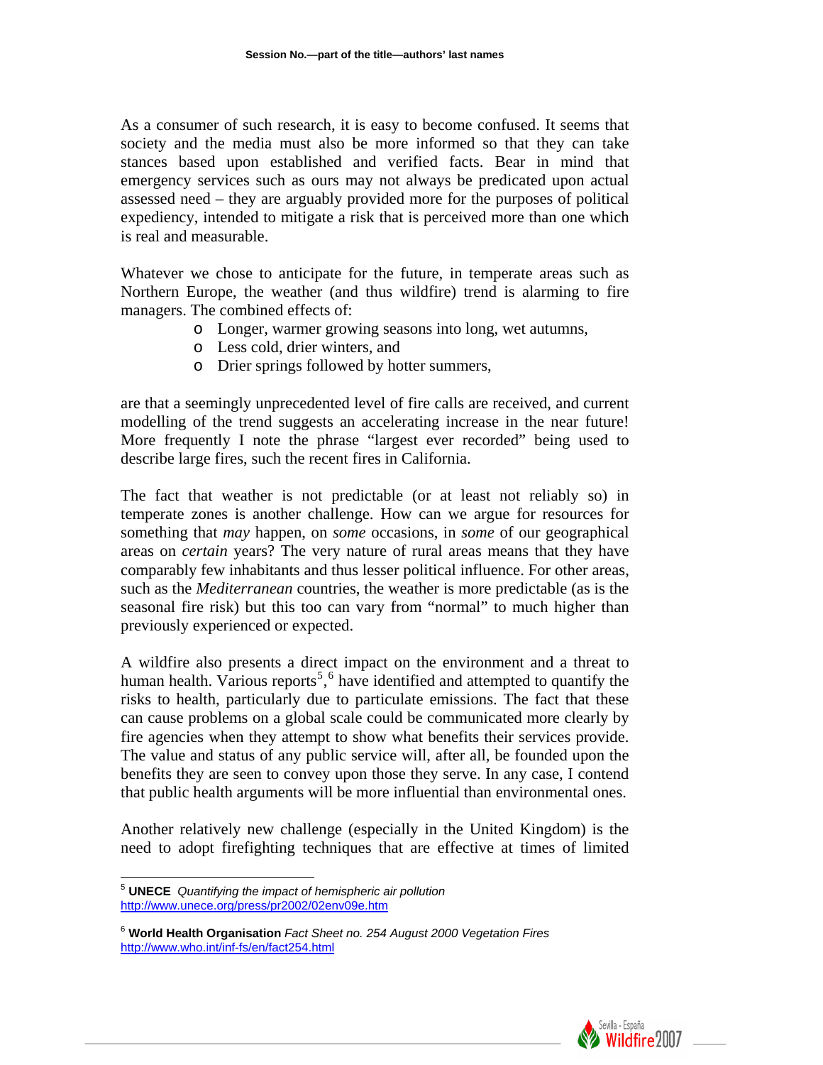As a consumer of such research, it is easy to become confused. It seems that society and the media must also be more informed so that they can take stances based upon established and verified facts. Bear in mind that emergency services such as ours may not always be predicated upon actual assessed need – they are arguably provided more for the purposes of political expediency, intended to mitigate a risk that is perceived more than one which is real and measurable.

Whatever we chose to anticipate for the future, in temperate areas such as Northern Europe, the weather (and thus wildfire) trend is alarming to fire managers. The combined effects of:

- Longer, warmer growing seasons into long, wet autumns,
- Less cold, drier winters, and
- Drier springs followed by hotter summers,

are that a seemingly unprecedented level of fire calls are received, and current modelling of the trend suggests an accelerating increase in the near future! More frequently I note the phrase "largest ever recorded" being used to describe large fires, such the recent fires in California.

The fact that weather is not predictable (or at least not reliably so) in temperate zones is another challenge. How can we argue for resources for something that *may* happen, on *some* occasions, in *some* of our geographical areas on *certain* years? The very nature of rural areas means that they have comparably few inhabitants and thus lesser political influence. For other areas, such as the *Mediterranean* countries, the weather is more predictable (as is the seasonal fire risk) but this too can vary from "normal" to much higher than previously experienced or expected.

A wildfire also presents a direct impact on the environment and a threat to human health. Various reports[5],[6] have identified and attempted to quantify the risks to health, particularly due to particulate emissions. The fact that these can cause problems on a global scale could be communicated more clearly by fire agencies when they attempt to show what benefits their services provide. The value and status of any public service will, after all, be founded upon the benefits they are seen to convey upon those they serve. In any case, I contend that public health arguments will be more influential than environmental ones.

Another relatively new challenge (especially in the United Kingdom) is the need to adopt firefighting techniques that are effective at times of limited

---

[5] **UNECE** *Quantifying the impact of hemispheric air pollution* http://www.unece.org/press/pr2002/02env09e.htm

[6] **World Health Organisation** *Fact Sheet no. 254 August 2000 Vegetation Fires* http://www.who.int/inf-fs/en/fact254.html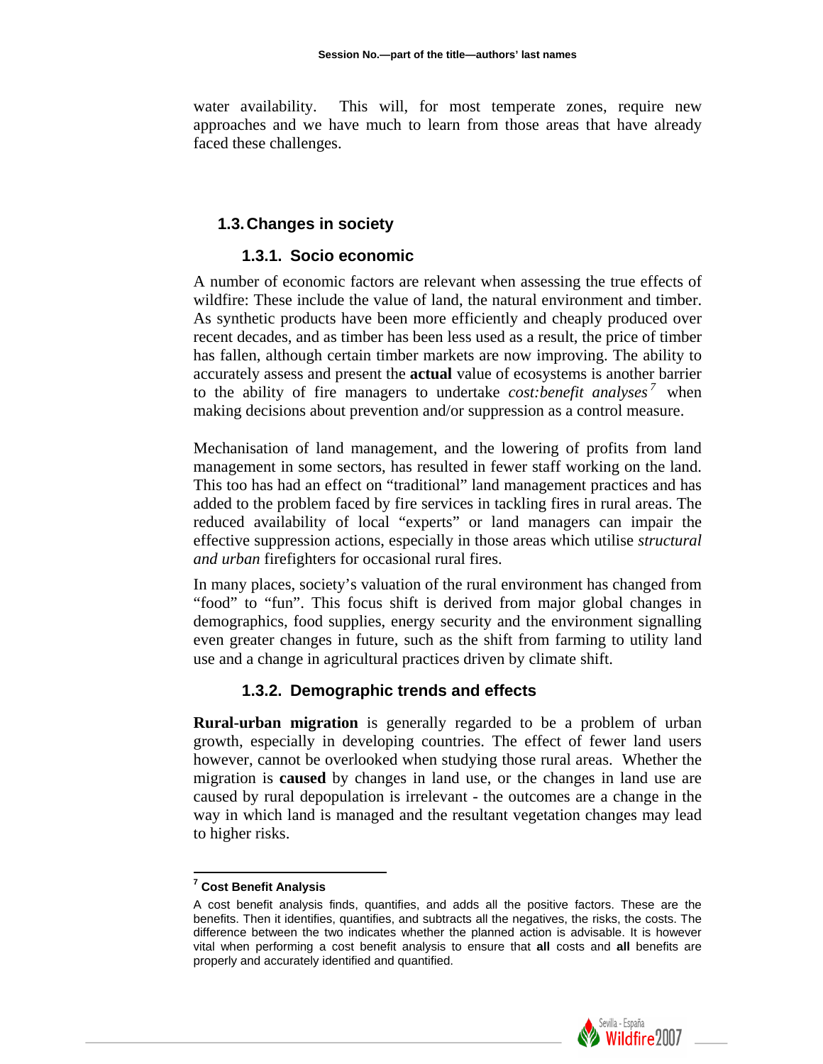water availability. This will, for most temperate zones, require new approaches and we have much to learn from those areas that have already faced these challenges.

## 1.3. Changes in society

### 1.3.1. Socio economic

A number of economic factors are relevant when assessing the true effects of wildfire: These include the value of land, the natural environment and timber. As synthetic products have been more efficiently and cheaply produced over recent decades, and as timber has been less used as a result, the price of timber has fallen, although certain timber markets are now improving. The ability to accurately assess and present the **actual** value of ecosystems is another barrier to the ability of fire managers to undertake *cost:benefit analyses*[7] when making decisions about prevention and/or suppression as a control measure.

Mechanisation of land management, and the lowering of profits from land management in some sectors, has resulted in fewer staff working on the land. This too has had an effect on "traditional" land management practices and has added to the problem faced by fire services in tackling fires in rural areas. The reduced availability of local "experts" or land managers can impair the effective suppression actions, especially in those areas which utilise *structural and urban* firefighters for occasional rural fires.

In many places, society's valuation of the rural environment has changed from "food" to "fun". This focus shift is derived from major global changes in demographics, food supplies, energy security and the environment signalling even greater changes in future, such as the shift from farming to utility land use and a change in agricultural practices driven by climate shift.

### 1.3.2. Demographic trends and effects

**Rural-urban migration** is generally regarded to be a problem of urban growth, especially in developing countries. The effect of fewer land users however, cannot be overlooked when studying those rural areas. Whether the migration is **caused** by changes in land use, or the changes in land use are caused by rural depopulation is irrelevant - the outcomes are a change in the way in which land is managed and the resultant vegetation changes may lead to higher risks.

---

[7] **Cost Benefit Analysis**

A cost benefit analysis finds, quantifies, and adds all the positive factors. These are the benefits. Then it identifies, quantifies, and subtracts all the negatives, the risks, the costs. The difference between the two indicates whether the planned action is advisable. It is however vital when performing a cost benefit analysis to ensure that **all** costs and **all** benefits are properly and accurately identified and quantified.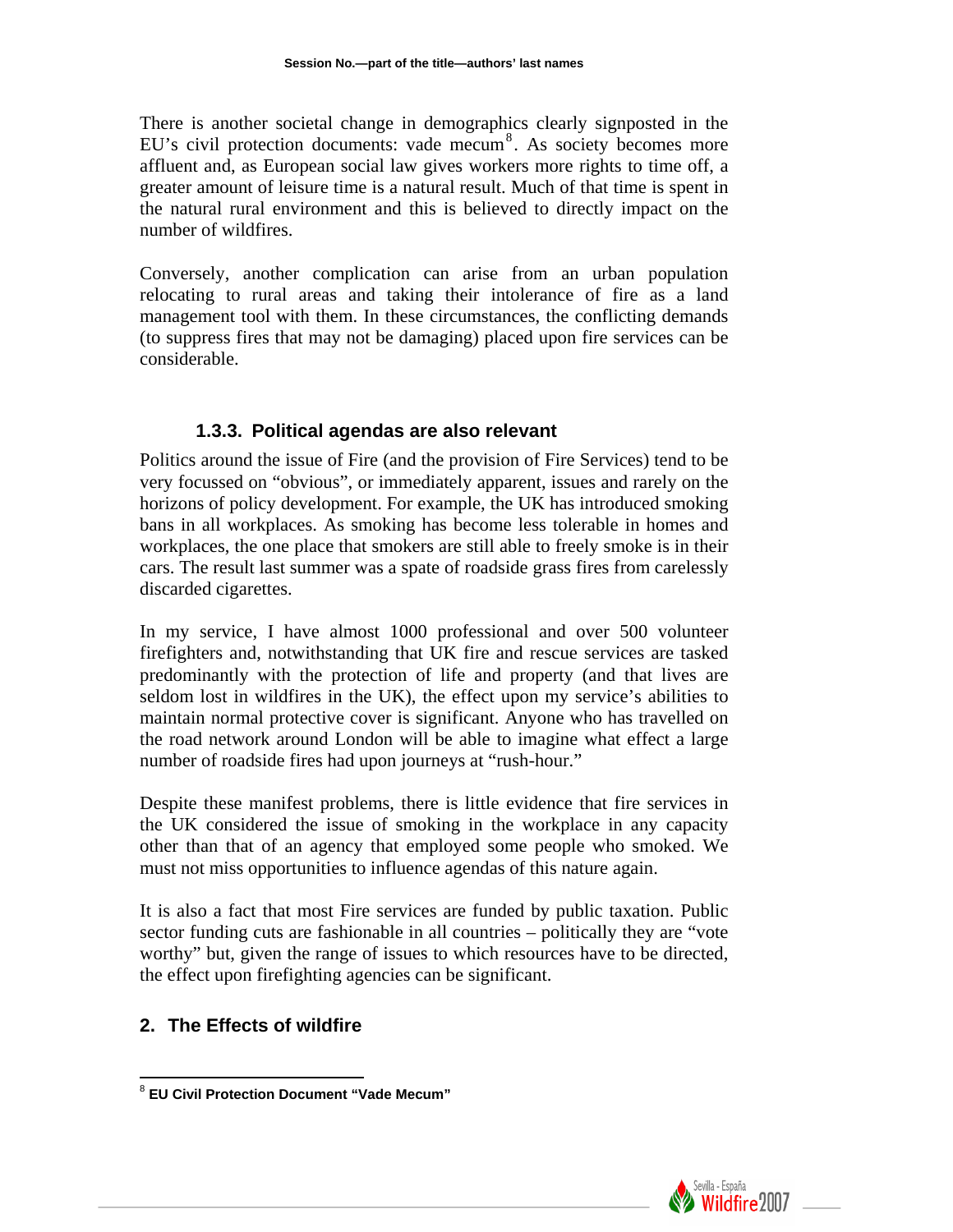There is another societal change in demographics clearly signposted in the EU's civil protection documents: vade mecum[8]. As society becomes more affluent and, as European social law gives workers more rights to time off, a greater amount of leisure time is a natural result. Much of that time is spent in the natural rural environment and this is believed to directly impact on the number of wildfires.

Conversely, another complication can arise from an urban population relocating to rural areas and taking their intolerance of fire as a land management tool with them. In these circumstances, the conflicting demands (to suppress fires that may not be damaging) placed upon fire services can be considerable.

#### 1.3.3. Political agendas are also relevant

Politics around the issue of Fire (and the provision of Fire Services) tend to be very focussed on "obvious", or immediately apparent, issues and rarely on the horizons of policy development. For example, the UK has introduced smoking bans in all workplaces. As smoking has become less tolerable in homes and workplaces, the one place that smokers are still able to freely smoke is in their cars. The result last summer was a spate of roadside grass fires from carelessly discarded cigarettes.

In my service, I have almost 1000 professional and over 500 volunteer firefighters and, notwithstanding that UK fire and rescue services are tasked predominantly with the protection of life and property (and that lives are seldom lost in wildfires in the UK), the effect upon my service's abilities to maintain normal protective cover is significant. Anyone who has travelled on the road network around London will be able to imagine what effect a large number of roadside fires had upon journeys at "rush-hour."

Despite these manifest problems, there is little evidence that fire services in the UK considered the issue of smoking in the workplace in any capacity other than that of an agency that employed some people who smoked. We must not miss opportunities to influence agendas of this nature again.

It is also a fact that most Fire services are funded by public taxation. Public sector funding cuts are fashionable in all countries – politically they are "vote worthy" but, given the range of issues to which resources have to be directed, the effect upon firefighting agencies can be significant.

## 2. The Effects of wildfire

[8] **EU Civil Protection Document "Vade Mecum"**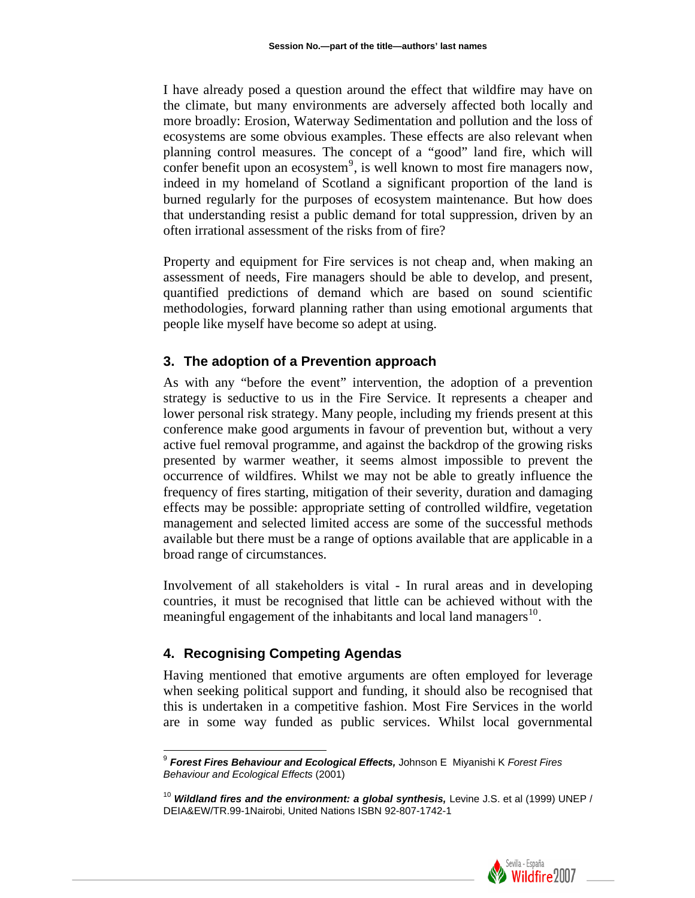I have already posed a question around the effect that wildfire may have on the climate, but many environments are adversely affected both locally and more broadly: Erosion, Waterway Sedimentation and pollution and the loss of ecosystems are some obvious examples. These effects are also relevant when planning control measures. The concept of a "good" land fire, which will confer benefit upon an ecosystem[9], is well known to most fire managers now, indeed in my homeland of Scotland a significant proportion of the land is burned regularly for the purposes of ecosystem maintenance. But how does that understanding resist a public demand for total suppression, driven by an often irrational assessment of the risks from of fire?

Property and equipment for Fire services is not cheap and, when making an assessment of needs, Fire managers should be able to develop, and present, quantified predictions of demand which are based on sound scientific methodologies, forward planning rather than using emotional arguments that people like myself have become so adept at using.

## 3. The adoption of a Prevention approach

As with any "before the event" intervention, the adoption of a prevention strategy is seductive to us in the Fire Service. It represents a cheaper and lower personal risk strategy. Many people, including my friends present at this conference make good arguments in favour of prevention but, without a very active fuel removal programme, and against the backdrop of the growing risks presented by warmer weather, it seems almost impossible to prevent the occurrence of wildfires. Whilst we may not be able to greatly influence the frequency of fires starting, mitigation of their severity, duration and damaging effects may be possible: appropriate setting of controlled wildfire, vegetation management and selected limited access are some of the successful methods available but there must be a range of options available that are applicable in a broad range of circumstances.

Involvement of all stakeholders is vital - In rural areas and in developing countries, it must be recognised that little can be achieved without with the meaningful engagement of the inhabitants and local land managers[10].

## 4. Recognising Competing Agendas

Having mentioned that emotive arguments are often employed for leverage when seeking political support and funding, it should also be recognised that this is undertaken in a competitive fashion. Most Fire Services in the world are in some way funded as public services. Whilst local governmental

---

[9] ***Forest Fires Behaviour and Ecological Effects,*** Johnson E Miyanishi K *Forest Fires Behaviour and Ecological Effects* (2001)

[10] ***Wildland fires and the environment: a global synthesis,*** Levine J.S. et al (1999) UNEP / DEIA&EW/TR.99-1Nairobi, United Nations ISBN 92-807-1742-1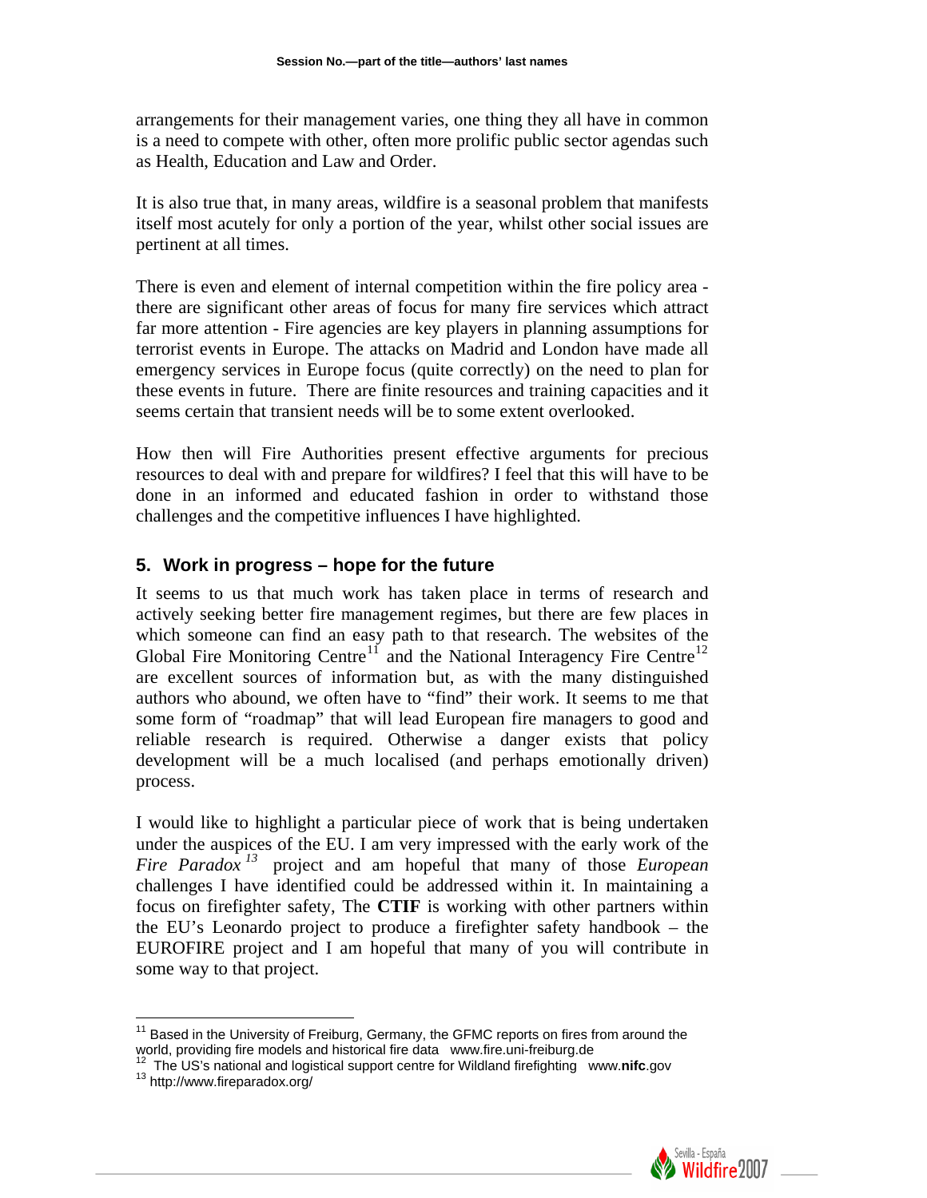arrangements for their management varies, one thing they all have in common is a need to compete with other, often more prolific public sector agendas such as Health, Education and Law and Order.

It is also true that, in many areas, wildfire is a seasonal problem that manifests itself most acutely for only a portion of the year, whilst other social issues are pertinent at all times.

There is even and element of internal competition within the fire policy area - there are significant other areas of focus for many fire services which attract far more attention - Fire agencies are key players in planning assumptions for terrorist events in Europe. The attacks on Madrid and London have made all emergency services in Europe focus (quite correctly) on the need to plan for these events in future. There are finite resources and training capacities and it seems certain that transient needs will be to some extent overlooked.

How then will Fire Authorities present effective arguments for precious resources to deal with and prepare for wildfires? I feel that this will have to be done in an informed and educated fashion in order to withstand those challenges and the competitive influences I have highlighted.

## 5. Work in progress – hope for the future

It seems to us that much work has taken place in terms of research and actively seeking better fire management regimes, but there are few places in which someone can find an easy path to that research. The websites of the Global Fire Monitoring Centre[11] and the National Interagency Fire Centre[12] are excellent sources of information but, as with the many distinguished authors who abound, we often have to "find" their work. It seems to me that some form of "roadmap" that will lead European fire managers to good and reliable research is required. Otherwise a danger exists that policy development will be a much localised (and perhaps emotionally driven) process.

I would like to highlight a particular piece of work that is being undertaken under the auspices of the EU. I am very impressed with the early work of the *Fire Paradox* [13] project and am hopeful that many of those *European* challenges I have identified could be addressed within it. In maintaining a focus on firefighter safety, The **CTIF** is working with other partners within the EU's Leonardo project to produce a firefighter safety handbook – the EUROFIRE project and I am hopeful that many of you will contribute in some way to that project.

---

[11] Based in the University of Freiburg, Germany, the GFMC reports on fires from around the world, providing fire models and historical fire data www.fire.uni-freiburg.de

[12] The US's national and logistical support centre for Wildland firefighting www.**nifc**.gov

[13] http://www.fireparadox.org/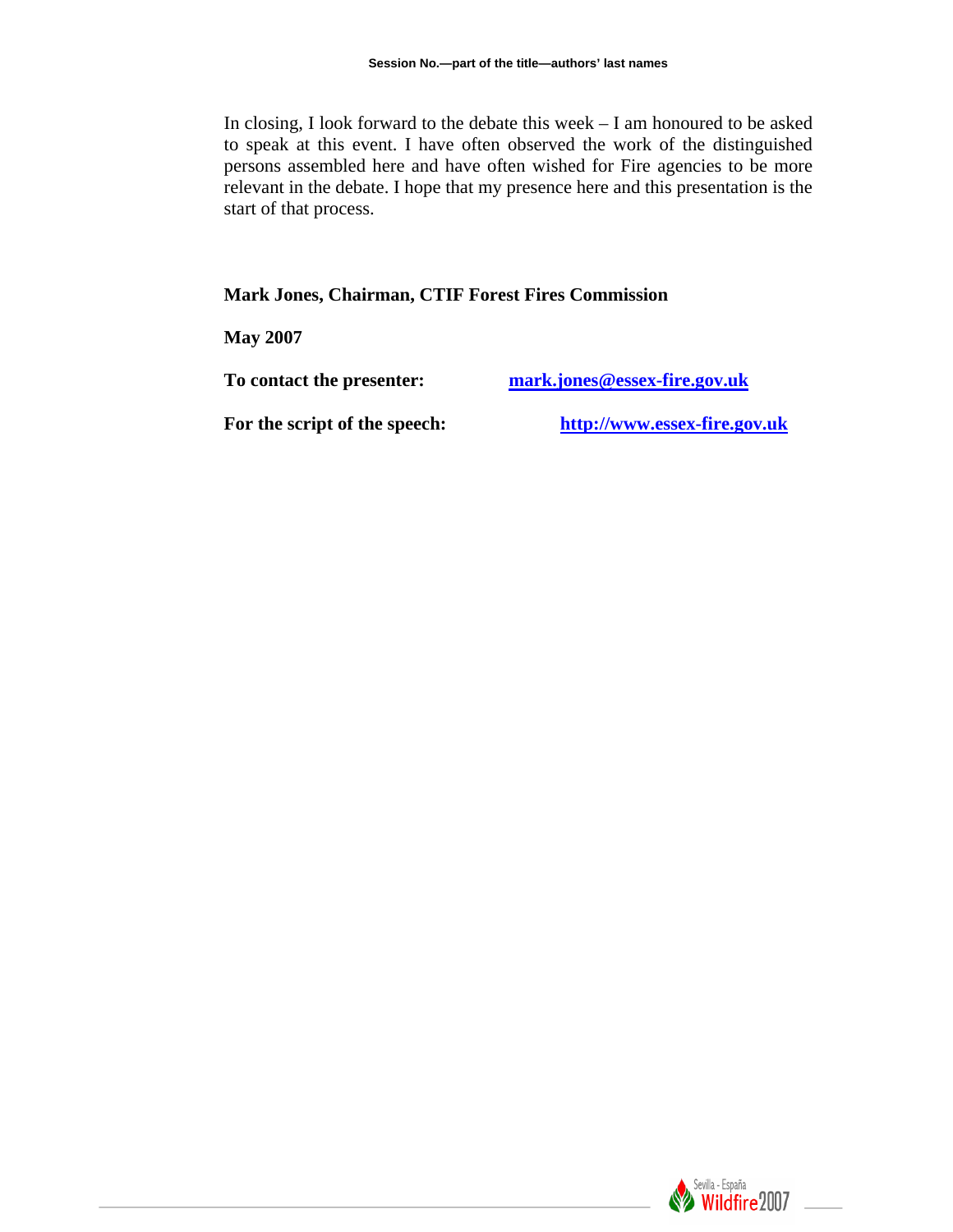In closing, I look forward to the debate this week – I am honoured to be asked to speak at this event. I have often observed the work of the distinguished persons assembled here and have often wished for Fire agencies to be more relevant in the debate. I hope that my presence here and this presentation is the start of that process.

**Mark Jones, Chairman, CTIF Forest Fires Commission**

**May 2007**

**To contact the presenter:** **mark.jones@essex-fire.gov.uk**

**For the script of the speech:** **http://www.essex-fire.gov.uk**